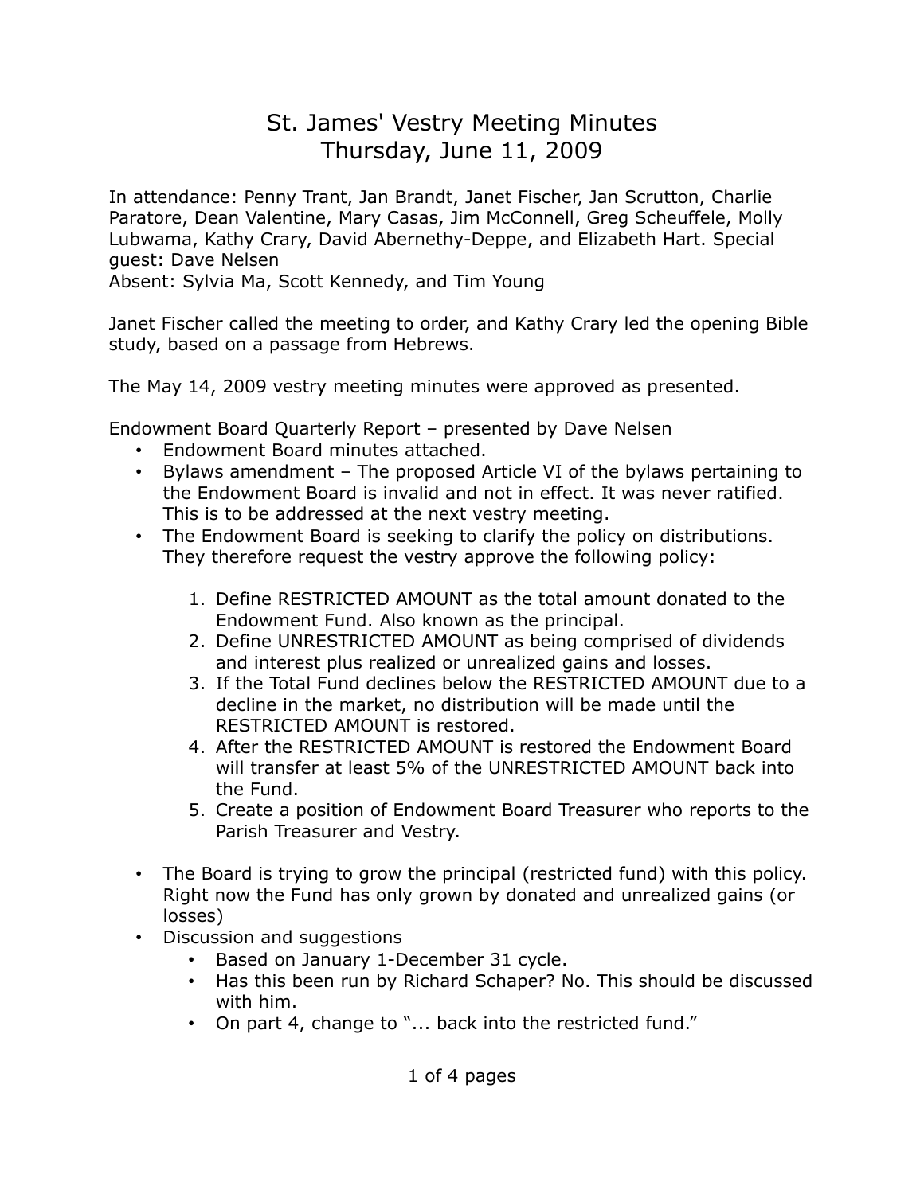# St. James' Vestry Meeting Minutes
## Thursday, June 11, 2009

In attendance: Penny Trant, Jan Brandt, Janet Fischer, Jan Scrutton, Charlie Paratore, Dean Valentine, Mary Casas, Jim McConnell, Greg Scheuffele, Molly Lubwama, Kathy Crary, David Abernethy-Deppe, and Elizabeth Hart. Special guest: Dave Nelsen
Absent: Sylvia Ma, Scott Kennedy, and Tim Young

Janet Fischer called the meeting to order, and Kathy Crary led the opening Bible study, based on a passage from Hebrews.

The May 14, 2009 vestry meeting minutes were approved as presented.

Endowment Board Quarterly Report – presented by Dave Nelsen

- Endowment Board minutes attached.
- Bylaws amendment – The proposed Article VI of the bylaws pertaining to the Endowment Board is invalid and not in effect. It was never ratified. This is to be addressed at the next vestry meeting.
- The Endowment Board is seeking to clarify the policy on distributions. They therefore request the vestry approve the following policy:

    1. Define RESTRICTED AMOUNT as the total amount donated to the Endowment Fund. Also known as the principal.
    2. Define UNRESTRICTED AMOUNT as being comprised of dividends and interest plus realized or unrealized gains and losses.
    3. If the Total Fund declines below the RESTRICTED AMOUNT due to a decline in the market, no distribution will be made until the RESTRICTED AMOUNT is restored.
    4. After the RESTRICTED AMOUNT is restored the Endowment Board will transfer at least 5% of the UNRESTRICTED AMOUNT back into the Fund.
    5. Create a position of Endowment Board Treasurer who reports to the Parish Treasurer and Vestry.

- The Board is trying to grow the principal (restricted fund) with this policy. Right now the Fund has only grown by donated and unrealized gains (or losses)
- Discussion and suggestions
    - Based on January 1-December 31 cycle.
    - Has this been run by Richard Schaper? No. This should be discussed with him.
    - On part 4, change to "... back into the restricted fund."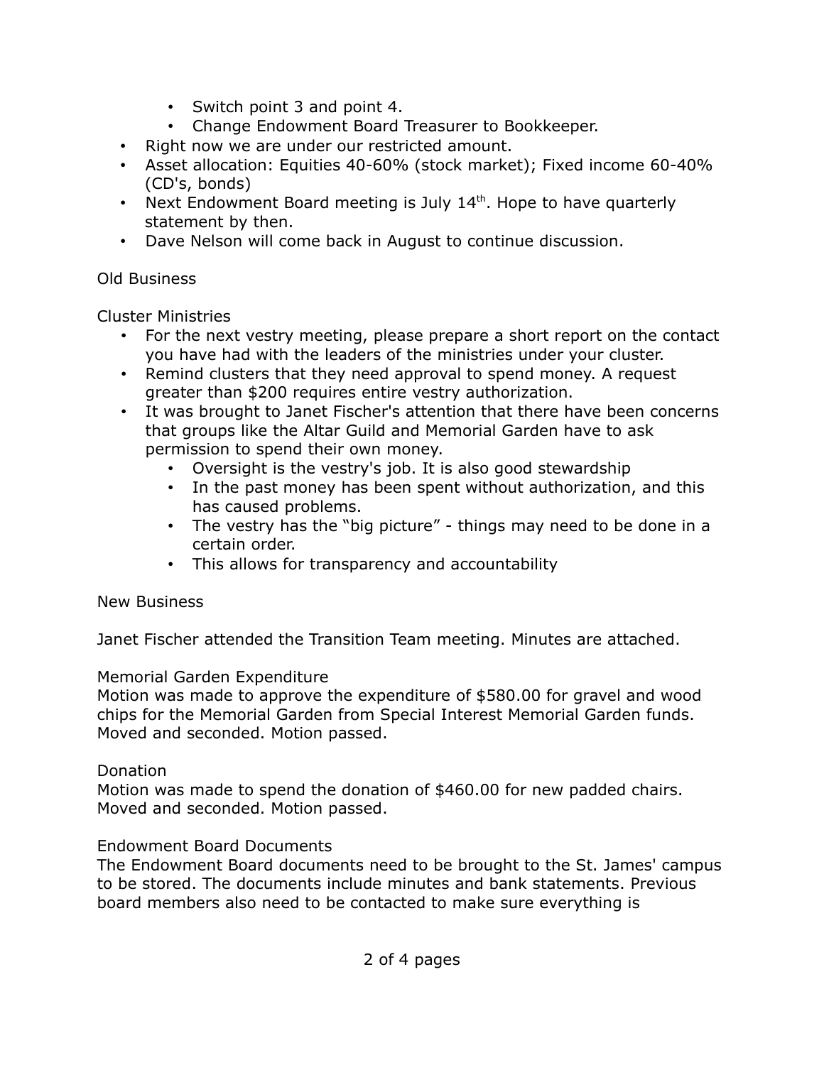- Switch point 3 and point 4.
    - Change Endowment Board Treasurer to Bookkeeper.
- Right now we are under our restricted amount.
- Asset allocation: Equities 40-60% (stock market); Fixed income 60-40% (CD's, bonds)
- Next Endowment Board meeting is July 14th. Hope to have quarterly statement by then.
- Dave Nelson will come back in August to continue discussion.

Old Business

Cluster Ministries

- For the next vestry meeting, please prepare a short report on the contact you have had with the leaders of the ministries under your cluster.
- Remind clusters that they need approval to spend money. A request greater than $200 requires entire vestry authorization.
- It was brought to Janet Fischer's attention that there have been concerns that groups like the Altar Guild and Memorial Garden have to ask permission to spend their own money.
    - Oversight is the vestry's job. It is also good stewardship
    - In the past money has been spent without authorization, and this has caused problems.
    - The vestry has the "big picture" - things may need to be done in a certain order.
    - This allows for transparency and accountability

New Business

Janet Fischer attended the Transition Team meeting. Minutes are attached.

Memorial Garden Expenditure
Motion was made to approve the expenditure of $580.00 for gravel and wood chips for the Memorial Garden from Special Interest Memorial Garden funds. Moved and seconded. Motion passed.

Donation
Motion was made to spend the donation of $460.00 for new padded chairs. Moved and seconded. Motion passed.

Endowment Board Documents
The Endowment Board documents need to be brought to the St. James' campus to be stored. The documents include minutes and bank statements. Previous board members also need to be contacted to make sure everything is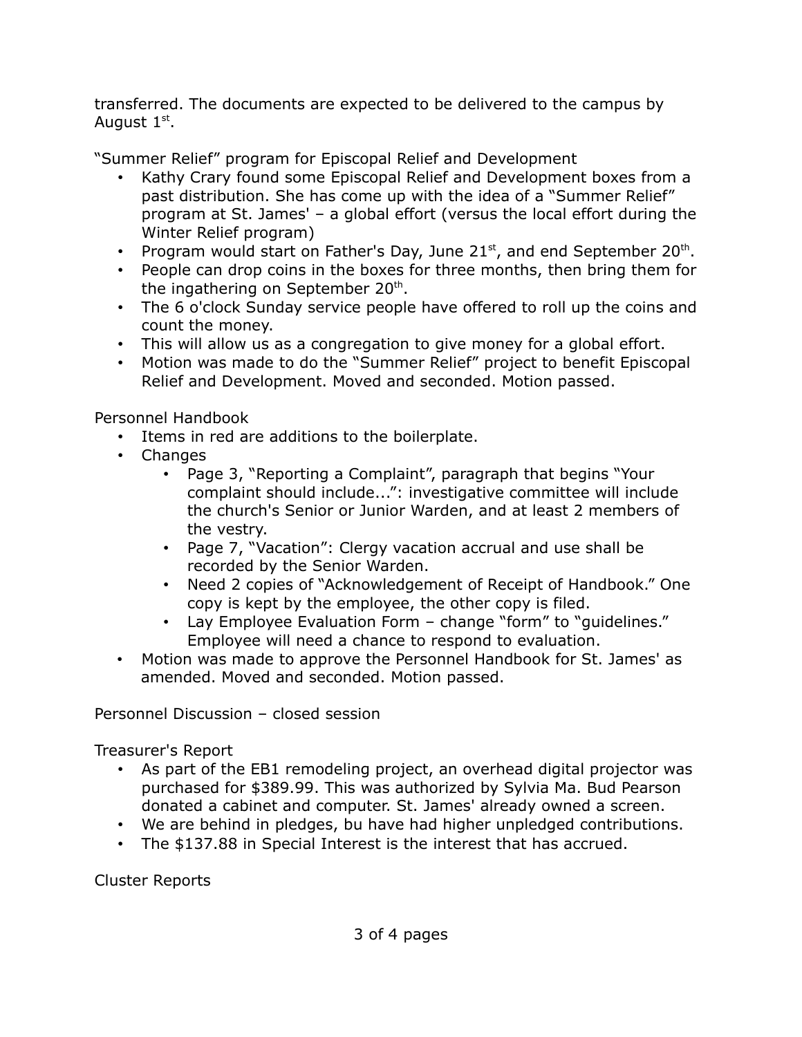transferred. The documents are expected to be delivered to the campus by August 1st.

"Summer Relief" program for Episcopal Relief and Development

- Kathy Crary found some Episcopal Relief and Development boxes from a past distribution. She has come up with the idea of a "Summer Relief" program at St. James' – a global effort (versus the local effort during the Winter Relief program)
- Program would start on Father's Day, June 21st, and end September 20th.
- People can drop coins in the boxes for three months, then bring them for the ingathering on September 20th.
- The 6 o'clock Sunday service people have offered to roll up the coins and count the money.
- This will allow us as a congregation to give money for a global effort.
- Motion was made to do the "Summer Relief" project to benefit Episcopal Relief and Development. Moved and seconded. Motion passed.

Personnel Handbook

- Items in red are additions to the boilerplate.
- Changes
    - Page 3, "Reporting a Complaint", paragraph that begins "Your complaint should include...": investigative committee will include the church's Senior or Junior Warden, and at least 2 members of the vestry.
    - Page 7, "Vacation": Clergy vacation accrual and use shall be recorded by the Senior Warden.
    - Need 2 copies of "Acknowledgement of Receipt of Handbook." One copy is kept by the employee, the other copy is filed.
    - Lay Employee Evaluation Form – change "form" to "guidelines." Employee will need a chance to respond to evaluation.
- Motion was made to approve the Personnel Handbook for St. James' as amended. Moved and seconded. Motion passed.

Personnel Discussion – closed session

Treasurer's Report

- As part of the EB1 remodeling project, an overhead digital projector was purchased for $389.99. This was authorized by Sylvia Ma. Bud Pearson donated a cabinet and computer. St. James' already owned a screen.
- We are behind in pledges, bu have had higher unpledged contributions.
- The $137.88 in Special Interest is the interest that has accrued.

Cluster Reports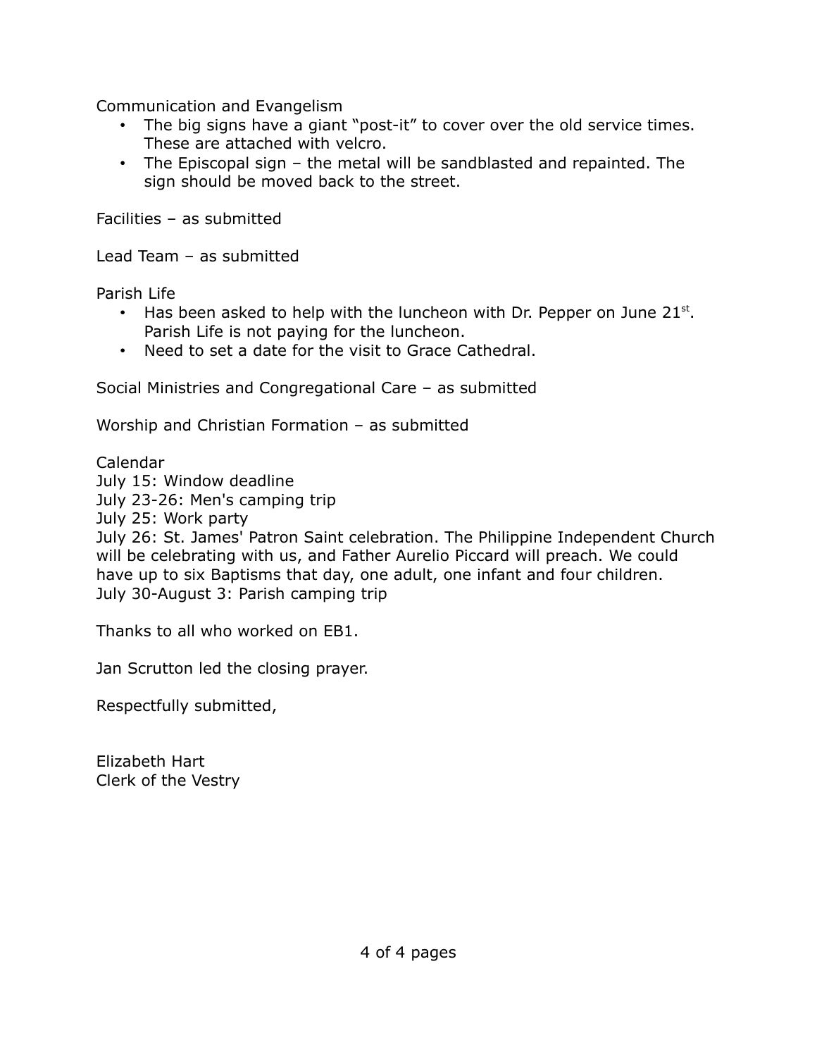Communication and Evangelism

- The big signs have a giant “post-it” to cover over the old service times. These are attached with velcro.
- The Episcopal sign – the metal will be sandblasted and repainted. The sign should be moved back to the street.

Facilities – as submitted

Lead Team – as submitted

Parish Life

- Has been asked to help with the luncheon with Dr. Pepper on June 21st. Parish Life is not paying for the luncheon.
- Need to set a date for the visit to Grace Cathedral.

Social Ministries and Congregational Care – as submitted

Worship and Christian Formation – as submitted

Calendar
July 15: Window deadline
July 23-26: Men's camping trip
July 25: Work party
July 26: St. James' Patron Saint celebration. The Philippine Independent Church will be celebrating with us, and Father Aurelio Piccard will preach. We could have up to six Baptisms that day, one adult, one infant and four children.
July 30-August 3: Parish camping trip

Thanks to all who worked on EB1.

Jan Scrutton led the closing prayer.

Respectfully submitted,

Elizabeth Hart
Clerk of the Vestry